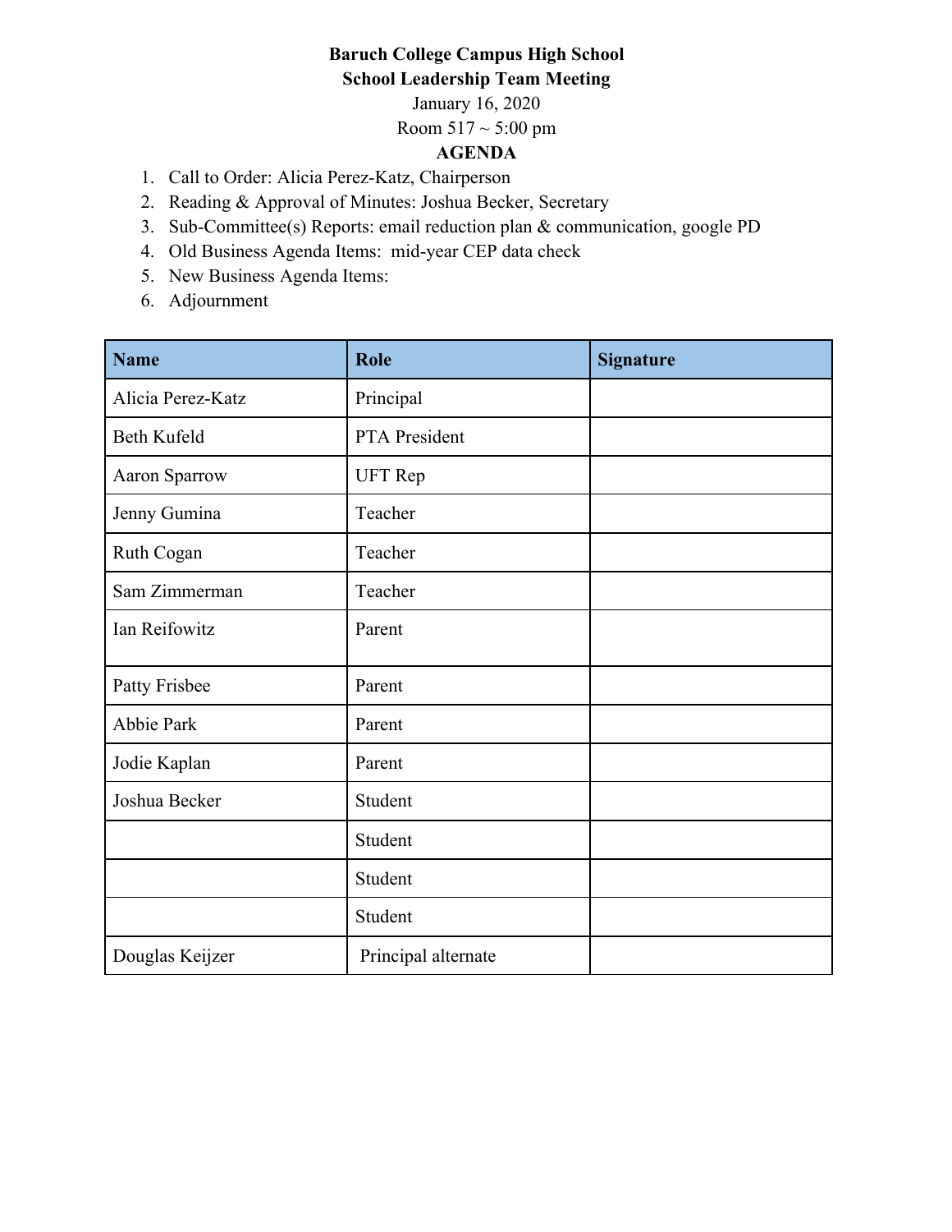**Baruch College Campus High School**

**School Leadership Team Meeting**

January 16, 2020

Room 517 ~ 5:00 pm

**AGENDA**

1. Call to Order: Alicia Perez-Katz, Chairperson
2. Reading & Approval of Minutes: Joshua Becker, Secretary
3. Sub-Committee(s) Reports: email reduction plan & communication, google PD
4. Old Business Agenda Items: mid-year CEP data check
5. New Business Agenda Items:
6. Adjournment

| Name | Role | Signature |
|---|---|---|
| Alicia Perez-Katz | Principal | |
| Beth Kufeld | PTA President | |
| Aaron Sparrow | UFT Rep | |
| Jenny Gumina | Teacher | |
| Ruth Cogan | Teacher | |
| Sam Zimmerman | Teacher | |
| Ian Reifowitz | Parent | |
| Patty Frisbee | Parent | |
| Abbie Park | Parent | |
| Jodie Kaplan | Parent | |
| Joshua Becker | Student | |
| | Student | |
| | Student | |
| | Student | |
| Douglas Keijzer | Principal alternate | |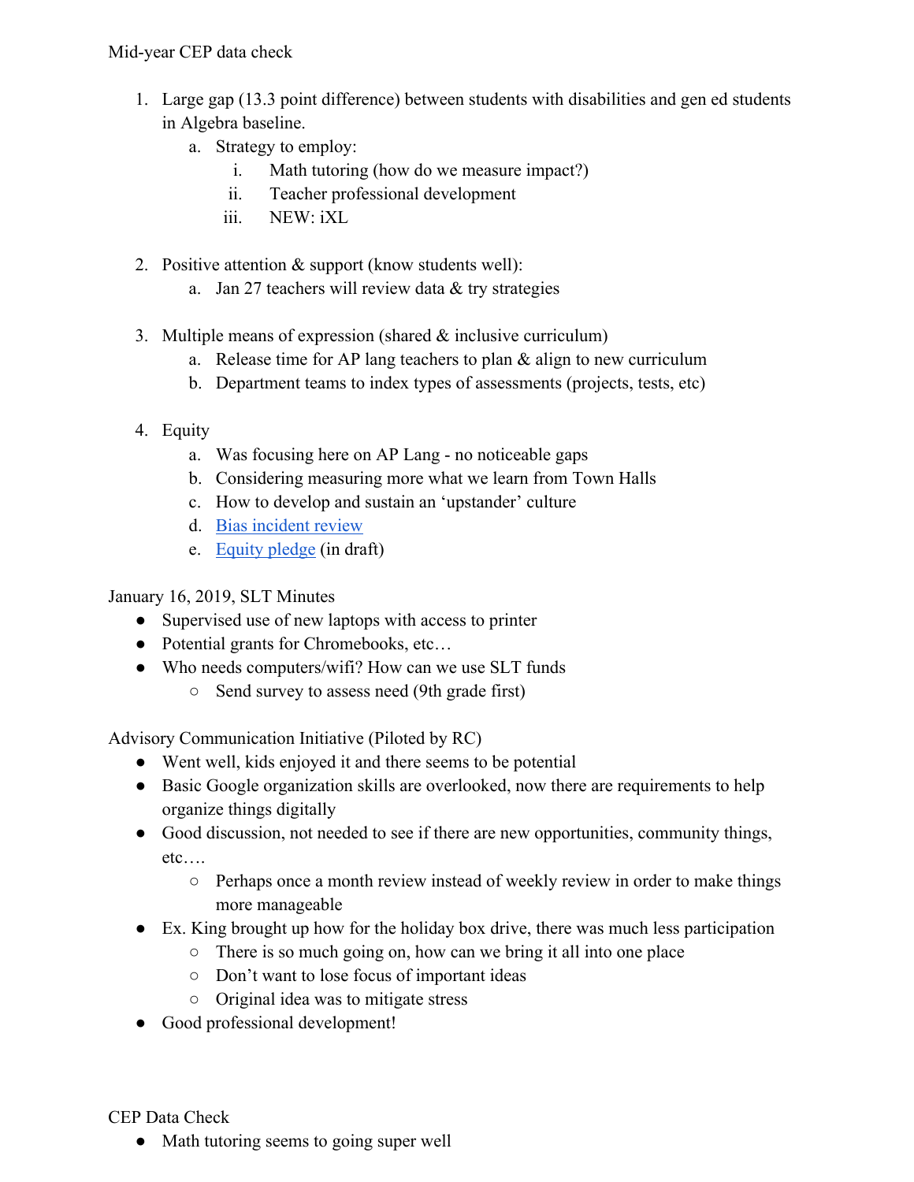Mid-year CEP data check

1. Large gap (13.3 point difference) between students with disabilities and gen ed students in Algebra baseline.
    a. Strategy to employ:
        i. Math tutoring (how do we measure impact?)
        ii. Teacher professional development
        iii. NEW: iXL

2. Positive attention & support (know students well):
    a. Jan 27 teachers will review data & try strategies

3. Multiple means of expression (shared & inclusive curriculum)
    a. Release time for AP lang teachers to plan & align to new curriculum
    b. Department teams to index types of assessments (projects, tests, etc)

4. Equity
    a. Was focusing here on AP Lang - no noticeable gaps
    b. Considering measuring more what we learn from Town Halls
    c. How to develop and sustain an 'upstander' culture
    d. Bias incident review
    e. Equity pledge (in draft)

January 16, 2019, SLT Minutes

- Supervised use of new laptops with access to printer
- Potential grants for Chromebooks, etc…
- Who needs computers/wifi? How can we use SLT funds
    - Send survey to assess need (9th grade first)

Advisory Communication Initiative (Piloted by RC)

- Went well, kids enjoyed it and there seems to be potential
- Basic Google organization skills are overlooked, now there are requirements to help organize things digitally
- Good discussion, not needed to see if there are new opportunities, community things, etc….
    - Perhaps once a month review instead of weekly review in order to make things more manageable
- Ex. King brought up how for the holiday box drive, there was much less participation
    - There is so much going on, how can we bring it all into one place
    - Don't want to lose focus of important ideas
    - Original idea was to mitigate stress
- Good professional development!

CEP Data Check

- Math tutoring seems to going super well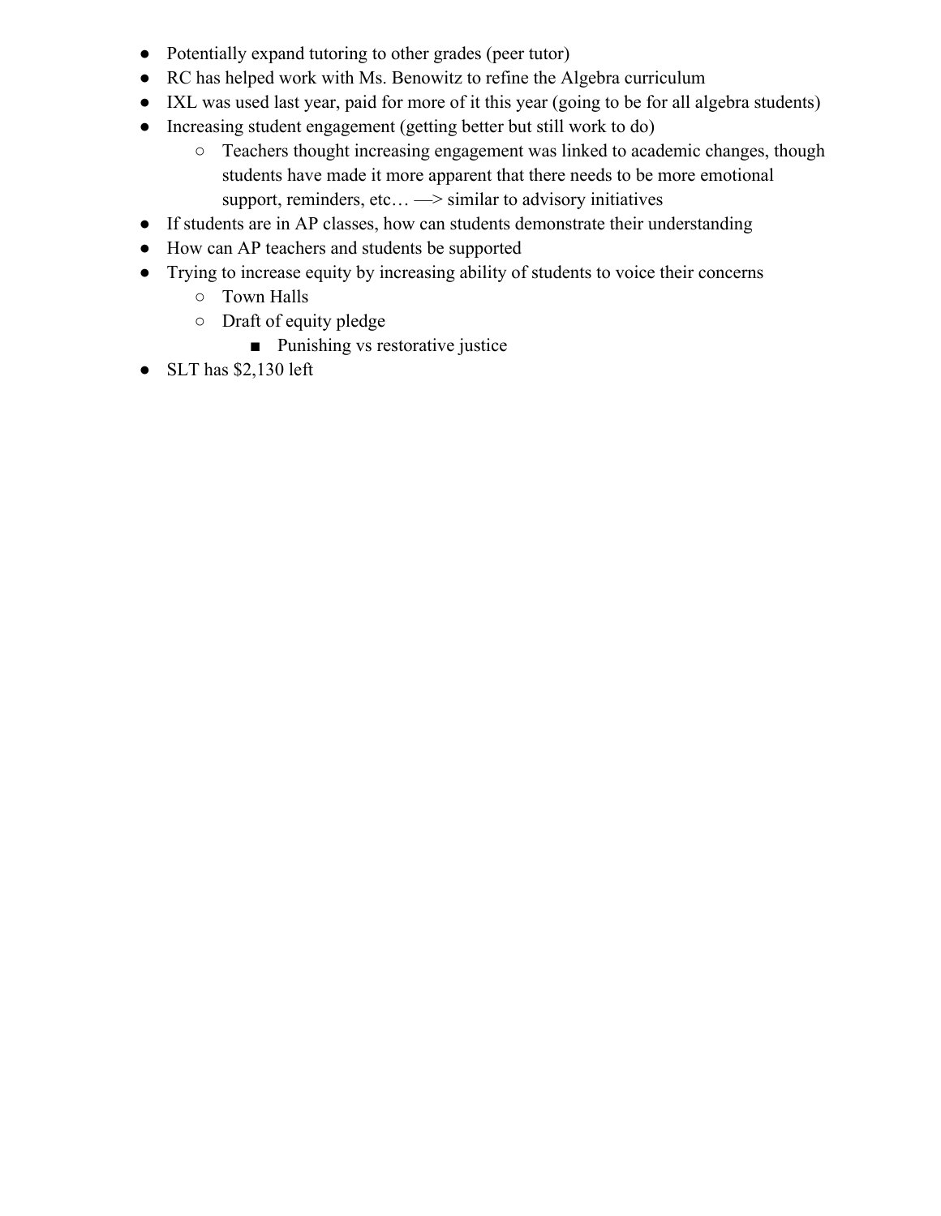- Potentially expand tutoring to other grades (peer tutor)
- RC has helped work with Ms. Benowitz to refine the Algebra curriculum
- IXL was used last year, paid for more of it this year (going to be for all algebra students)
- Increasing student engagement (getting better but still work to do)
  - Teachers thought increasing engagement was linked to academic changes, though students have made it more apparent that there needs to be more emotional support, reminders, etc… —> similar to advisory initiatives
- If students are in AP classes, how can students demonstrate their understanding
- How can AP teachers and students be supported
- Trying to increase equity by increasing ability of students to voice their concerns
  - Town Halls
  - Draft of equity pledge
    - Punishing vs restorative justice
- SLT has $2,130 left